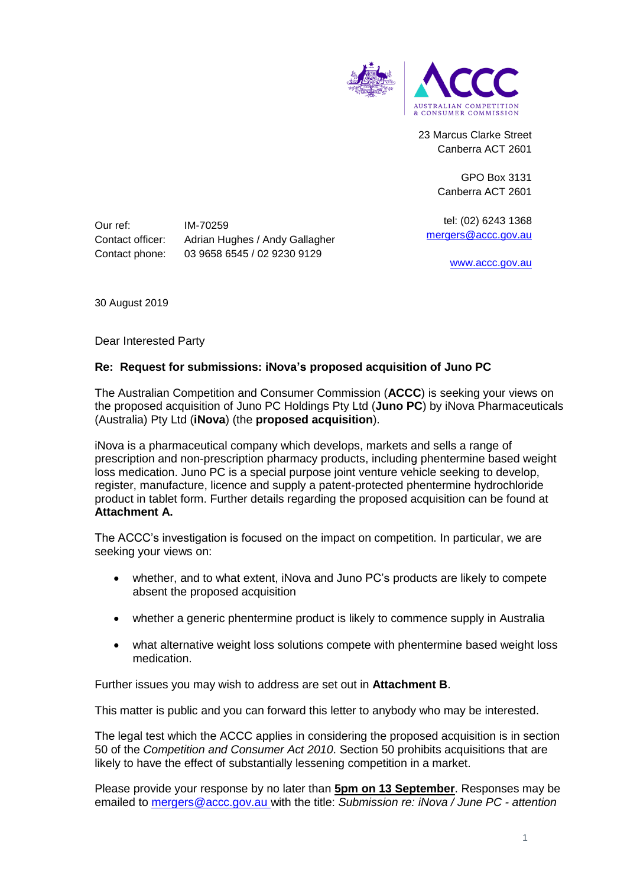23 Marcus Clarke Street
Canberra ACT 2601

GPO Box 3131
Canberra ACT 2601

tel: (02) 6243 1368
mergers@accc.gov.au

www.accc.gov.au

Our ref: IM-70259
Contact officer: Adrian Hughes / Andy Gallagher
Contact phone: 03 9658 6545 / 02 9230 9129

30 August 2019

Dear Interested Party

**Re: Request for submissions: iNova's proposed acquisition of Juno PC**

The Australian Competition and Consumer Commission (**ACCC**) is seeking your views on the proposed acquisition of Juno PC Holdings Pty Ltd (**Juno PC**) by iNova Pharmaceuticals (Australia) Pty Ltd (**iNova**) (the **proposed acquisition**).

iNova is a pharmaceutical company which develops, markets and sells a range of prescription and non-prescription pharmacy products, including phentermine based weight loss medication. Juno PC is a special purpose joint venture vehicle seeking to develop, register, manufacture, licence and supply a patent-protected phentermine hydrochloride product in tablet form. Further details regarding the proposed acquisition can be found at **Attachment A.**

The ACCC's investigation is focused on the impact on competition. In particular, we are seeking your views on:

- whether, and to what extent, iNova and Juno PC's products are likely to compete absent the proposed acquisition
- whether a generic phentermine product is likely to commence supply in Australia
- what alternative weight loss solutions compete with phentermine based weight loss medication.

Further issues you may wish to address are set out in **Attachment B**.

This matter is public and you can forward this letter to anybody who may be interested.

The legal test which the ACCC applies in considering the proposed acquisition is in section 50 of the *Competition and Consumer Act 2010*. Section 50 prohibits acquisitions that are likely to have the effect of substantially lessening competition in a market.

Please provide your response by no later than **5pm on 13 September**. Responses may be emailed to mergers@accc.gov.au with the title: *Submission re: iNova / June PC - attention*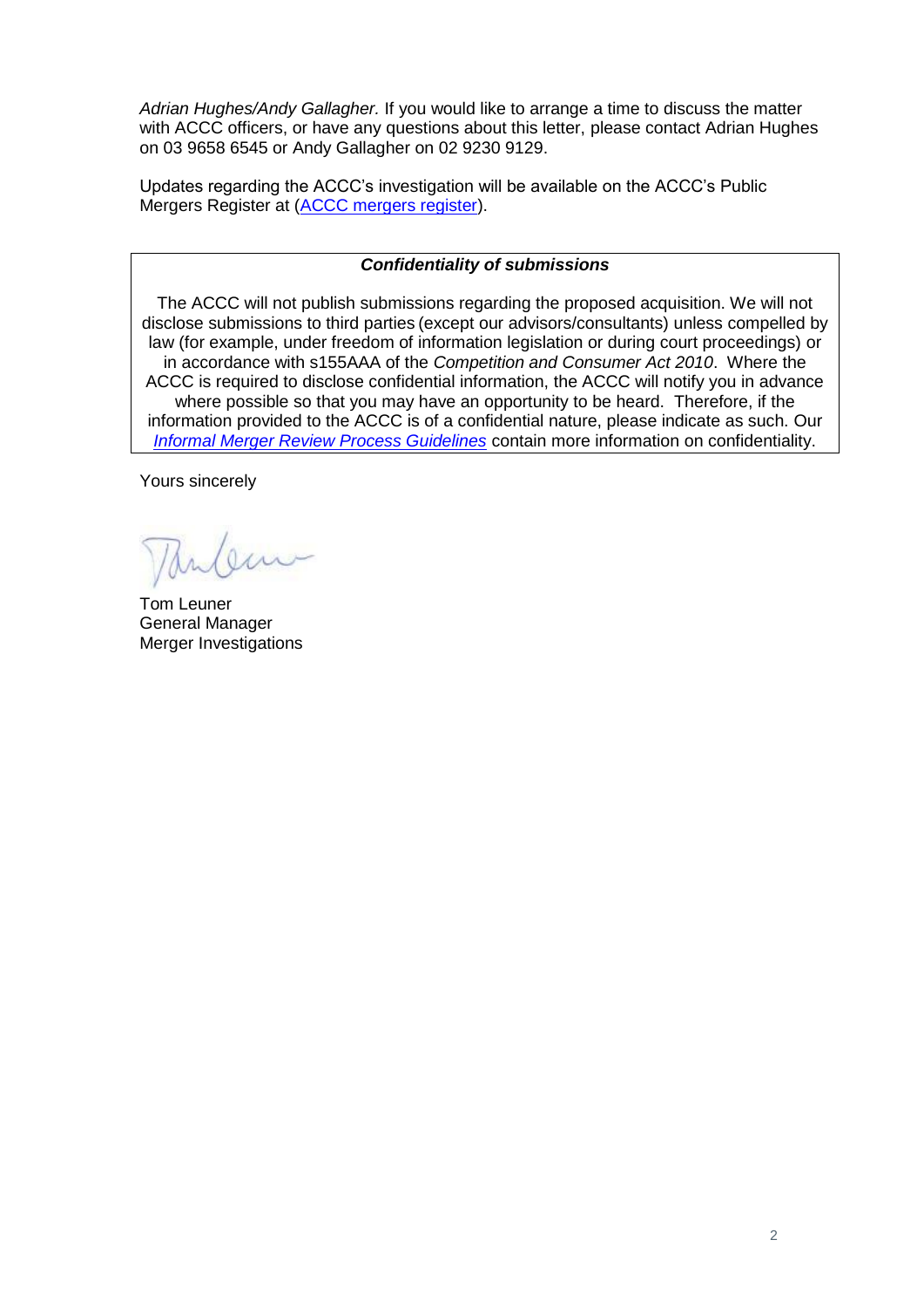*Adrian Hughes/Andy Gallagher.* If you would like to arrange a time to discuss the matter with ACCC officers, or have any questions about this letter, please contact Adrian Hughes on 03 9658 6545 or Andy Gallagher on 02 9230 9129.

Updates regarding the ACCC's investigation will be available on the ACCC's Public Mergers Register at (ACCC mergers register).

***Confidentiality of submissions***

The ACCC will not publish submissions regarding the proposed acquisition. We will not disclose submissions to third parties (except our advisors/consultants) unless compelled by law (for example, under freedom of information legislation or during court proceedings) or in accordance with s155AAA of the *Competition and Consumer Act 2010*. Where the ACCC is required to disclose confidential information, the ACCC will notify you in advance where possible so that you may have an opportunity to be heard. Therefore, if the information provided to the ACCC is of a confidential nature, please indicate as such. Our *Informal Merger Review Process Guidelines* contain more information on confidentiality.

Yours sincerely

Tom Leuner
General Manager
Merger Investigations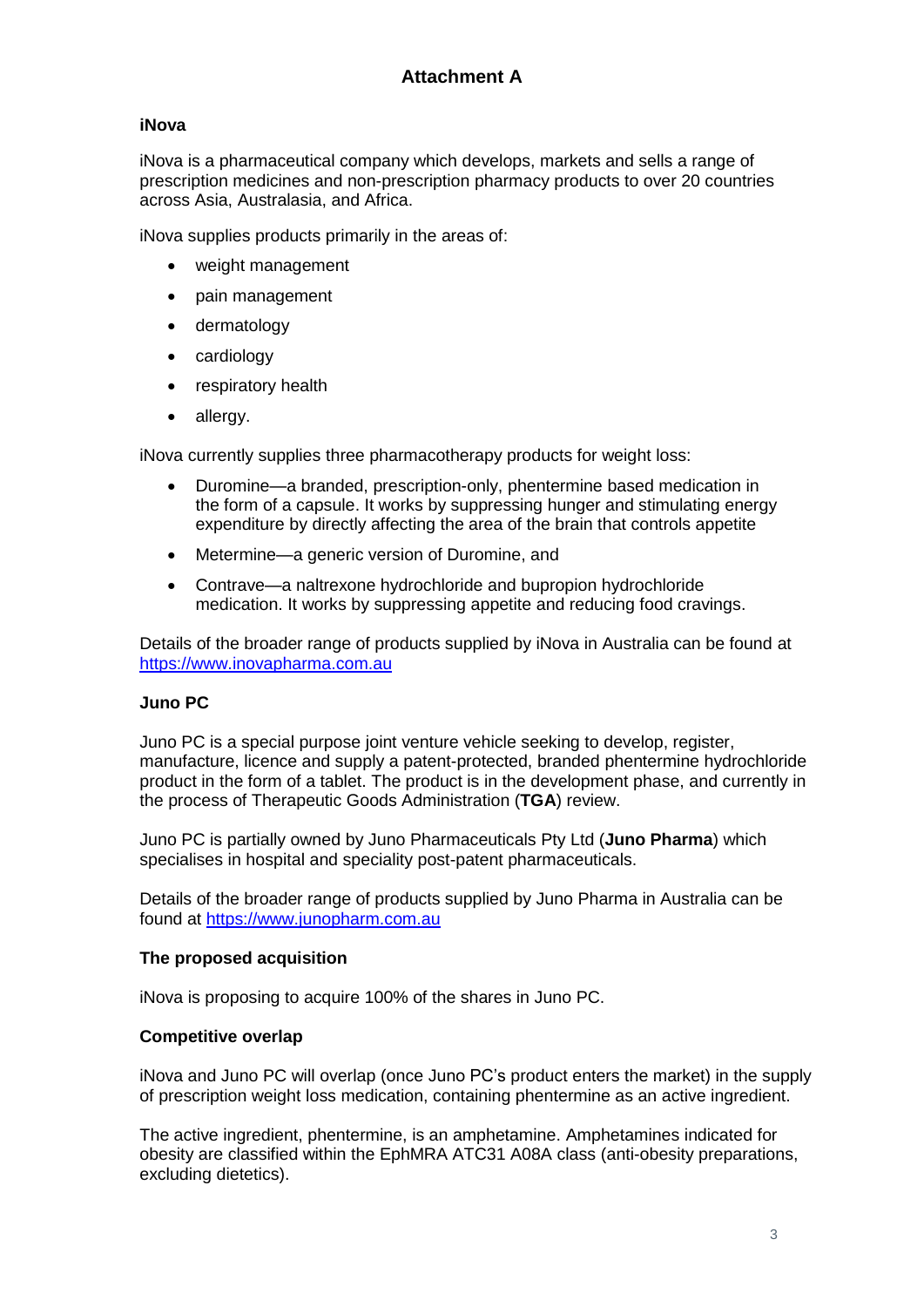# Attachment A

## iNova

iNova is a pharmaceutical company which develops, markets and sells a range of prescription medicines and non-prescription pharmacy products to over 20 countries across Asia, Australasia, and Africa.

iNova supplies products primarily in the areas of:

- weight management
- pain management
- dermatology
- cardiology
- respiratory health
- allergy.

iNova currently supplies three pharmacotherapy products for weight loss:

- Duromine—a branded, prescription-only, phentermine based medication in the form of a capsule. It works by suppressing hunger and stimulating energy expenditure by directly affecting the area of the brain that controls appetite
- Metermine—a generic version of Duromine, and
- Contrave—a naltrexone hydrochloride and bupropion hydrochloride medication. It works by suppressing appetite and reducing food cravings.

Details of the broader range of products supplied by iNova in Australia can be found at [https://www.inovapharma.com.au](https://www.inovapharma.com.au)

## Juno PC

Juno PC is a special purpose joint venture vehicle seeking to develop, register, manufacture, licence and supply a patent-protected, branded phentermine hydrochloride product in the form of a tablet. The product is in the development phase, and currently in the process of Therapeutic Goods Administration (**TGA**) review.

Juno PC is partially owned by Juno Pharmaceuticals Pty Ltd (**Juno Pharma**) which specialises in hospital and speciality post-patent pharmaceuticals.

Details of the broader range of products supplied by Juno Pharma in Australia can be found at [https://www.junopharm.com.au](https://www.junopharm.com.au)

## The proposed acquisition

iNova is proposing to acquire 100% of the shares in Juno PC.

## Competitive overlap

iNova and Juno PC will overlap (once Juno PC's product enters the market) in the supply of prescription weight loss medication, containing phentermine as an active ingredient.

The active ingredient, phentermine, is an amphetamine. Amphetamines indicated for obesity are classified within the EphMRA ATC31 A08A class (anti-obesity preparations, excluding dietetics).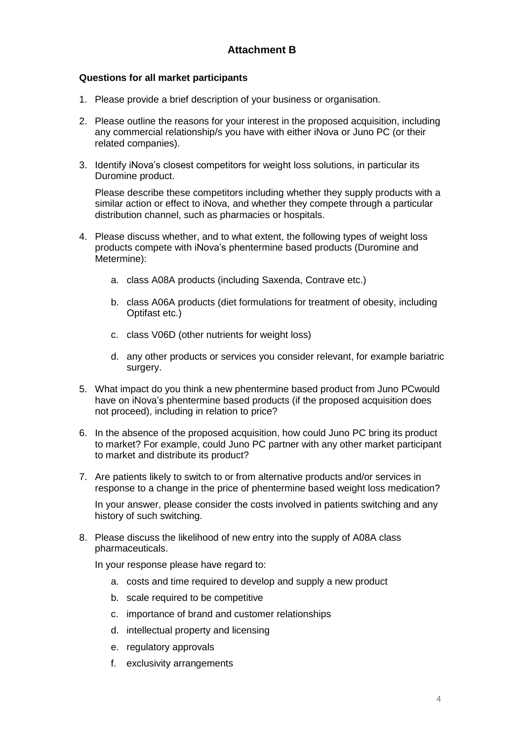## Attachment B

**Questions for all market participants**

1. Please provide a brief description of your business or organisation.
2. Please outline the reasons for your interest in the proposed acquisition, including any commercial relationship/s you have with either iNova or Juno PC (or their related companies).
3. Identify iNova's closest competitors for weight loss solutions, in particular its Duromine product.

   Please describe these competitors including whether they supply products with a similar action or effect to iNova, and whether they compete through a particular distribution channel, such as pharmacies or hospitals.
4. Please discuss whether, and to what extent, the following types of weight loss products compete with iNova's phentermine based products (Duromine and Metermine):
   a. class A08A products (including Saxenda, Contrave etc.)
   b. class A06A products (diet formulations for treatment of obesity, including Optifast etc.)
   c. class V06D (other nutrients for weight loss)
   d. any other products or services you consider relevant, for example bariatric surgery.
5. What impact do you think a new phentermine based product from Juno PCwould have on iNova's phentermine based products (if the proposed acquisition does not proceed), including in relation to price?
6. In the absence of the proposed acquisition, how could Juno PC bring its product to market? For example, could Juno PC partner with any other market participant to market and distribute its product?
7. Are patients likely to switch to or from alternative products and/or services in response to a change in the price of phentermine based weight loss medication?

   In your answer, please consider the costs involved in patients switching and any history of such switching.
8. Please discuss the likelihood of new entry into the supply of A08A class pharmaceuticals.

   In your response please have regard to:
   a. costs and time required to develop and supply a new product
   b. scale required to be competitive
   c. importance of brand and customer relationships
   d. intellectual property and licensing
   e. regulatory approvals
   f. exclusivity arrangements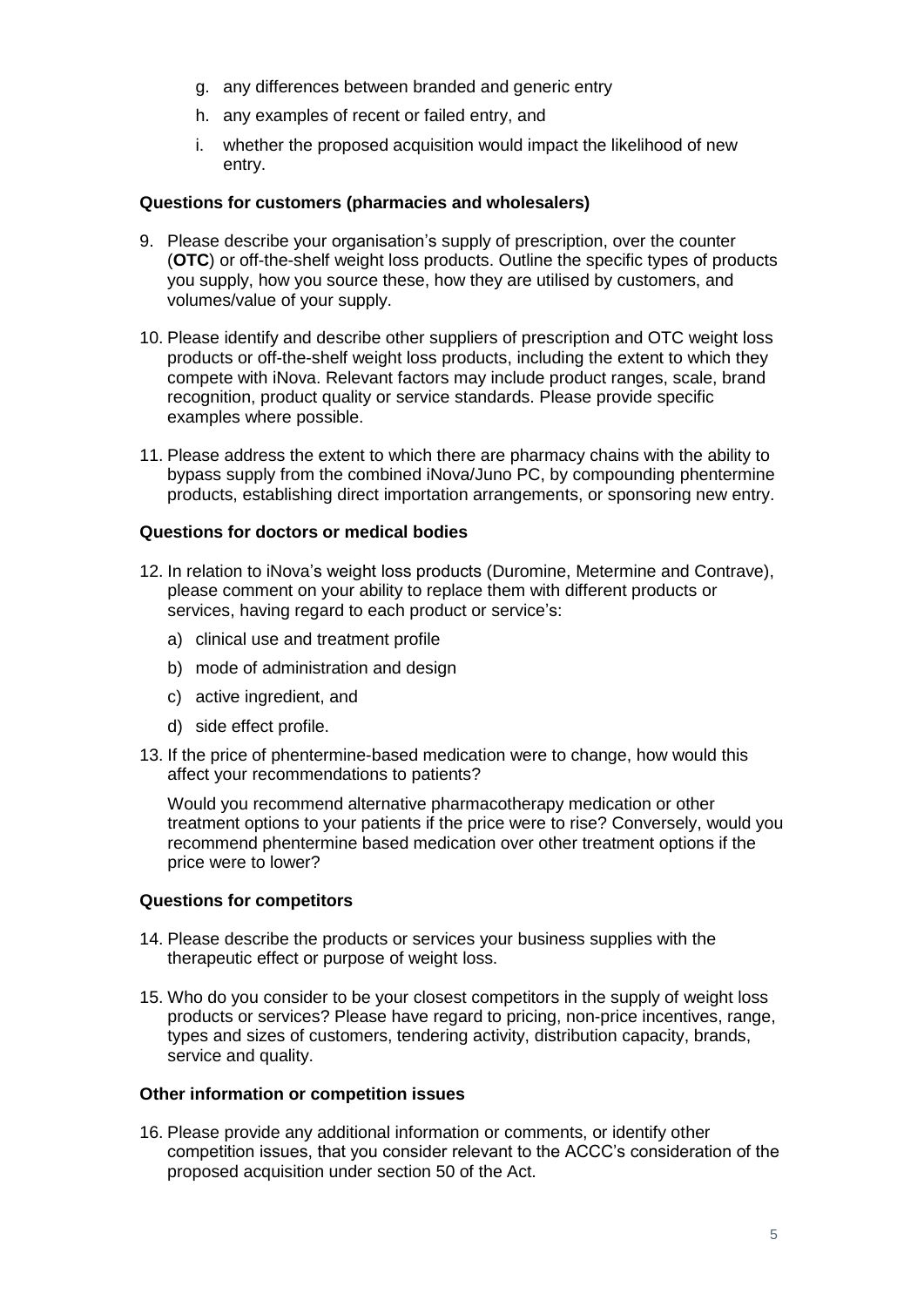g. any differences between branded and generic entry
h. any examples of recent or failed entry, and
i. whether the proposed acquisition would impact the likelihood of new entry.

**Questions for customers (pharmacies and wholesalers)**

9. Please describe your organisation's supply of prescription, over the counter (**OTC**) or off-the-shelf weight loss products. Outline the specific types of products you supply, how you source these, how they are utilised by customers, and volumes/value of your supply.

10. Please identify and describe other suppliers of prescription and OTC weight loss products or off-the-shelf weight loss products, including the extent to which they compete with iNova. Relevant factors may include product ranges, scale, brand recognition, product quality or service standards. Please provide specific examples where possible.

11. Please address the extent to which there are pharmacy chains with the ability to bypass supply from the combined iNova/Juno PC, by compounding phentermine products, establishing direct importation arrangements, or sponsoring new entry.

**Questions for doctors or medical bodies**

12. In relation to iNova's weight loss products (Duromine, Metermine and Contrave), please comment on your ability to replace them with different products or services, having regard to each product or service's:
    a) clinical use and treatment profile
    b) mode of administration and design
    c) active ingredient, and
    d) side effect profile.

13. If the price of phentermine-based medication were to change, how would this affect your recommendations to patients?

    Would you recommend alternative pharmacotherapy medication or other treatment options to your patients if the price were to rise? Conversely, would you recommend phentermine based medication over other treatment options if the price were to lower?

**Questions for competitors**

14. Please describe the products or services your business supplies with the therapeutic effect or purpose of weight loss.

15. Who do you consider to be your closest competitors in the supply of weight loss products or services? Please have regard to pricing, non-price incentives, range, types and sizes of customers, tendering activity, distribution capacity, brands, service and quality.

**Other information or competition issues**

16. Please provide any additional information or comments, or identify other competition issues, that you consider relevant to the ACCC's consideration of the proposed acquisition under section 50 of the Act.